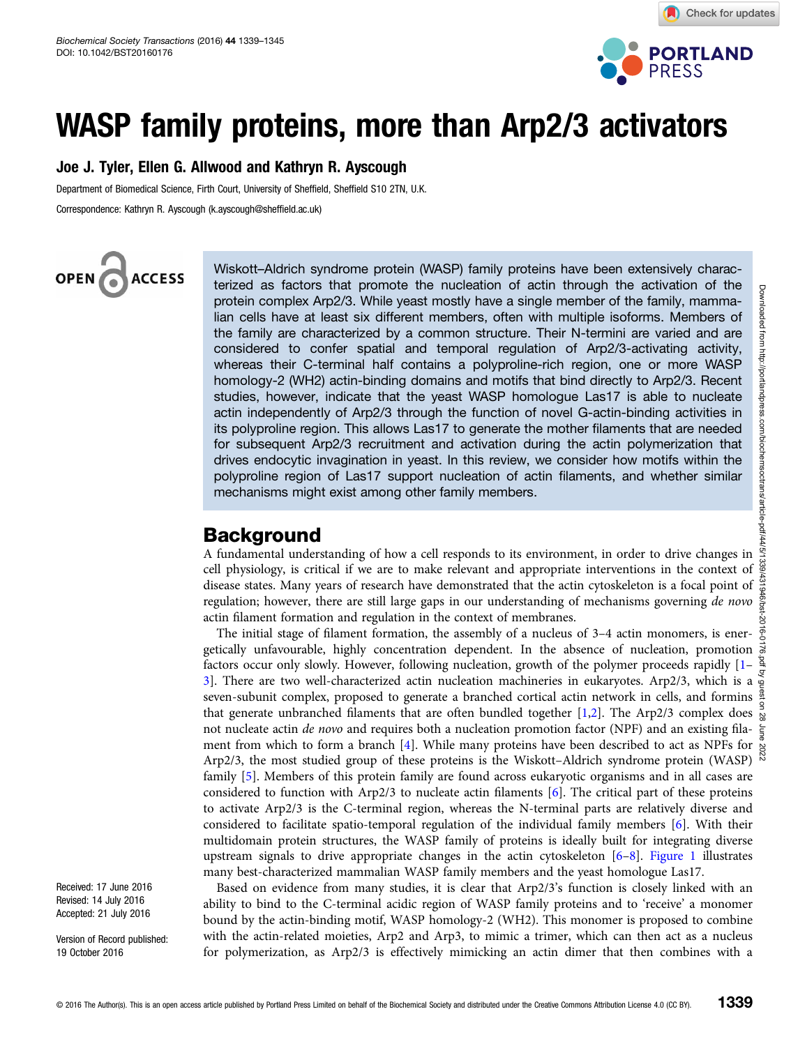# WASP family proteins, more than Arp2/3 activators

**Joe J. Tyler, Ellen G. Allwood and Kathryn R. Ayscough**

Department of Biomedical Science, Firth Court, University of Sheffield, Sheffield S10 2TN, U.K.

Correspondence: Kathryn R. Ayscough (k.ayscough@sheffield.ac.uk)

Wiskott–Aldrich syndrome protein (WASP) family proteins have been extensively characterized as factors that promote the nucleation of actin through the activation of the protein complex Arp2/3. While yeast mostly have a single member of the family, mammalian cells have at least six different members, often with multiple isoforms. Members of the family are characterized by a common structure. Their N-termini are varied and are considered to confer spatial and temporal regulation of Arp2/3-activating activity, whereas their C-terminal half contains a polyproline-rich region, one or more WASP homology-2 (WH2) actin-binding domains and motifs that bind directly to Arp2/3. Recent studies, however, indicate that the yeast WASP homologue Las17 is able to nucleate actin independently of Arp2/3 through the function of novel G-actin-binding activities in its polyproline region. This allows Las17 to generate the mother filaments that are needed for subsequent Arp2/3 recruitment and activation during the actin polymerization that drives endocytic invagination in yeast. In this review, we consider how motifs within the polyproline region of Las17 support nucleation of actin filaments, and whether similar mechanisms might exist among other family members.

Received: 17 June 2016
Revised: 14 July 2016
Accepted: 21 July 2016

Version of Record published: 19 October 2016

## Background

A fundamental understanding of how a cell responds to its environment, in order to drive changes in cell physiology, is critical if we are to make relevant and appropriate interventions in the context of disease states. Many years of research have demonstrated that the actin cytoskeleton is a focal point of regulation; however, there are still large gaps in our understanding of mechanisms governing *de novo* actin filament formation and regulation in the context of membranes.

The initial stage of filament formation, the assembly of a nucleus of 3–4 actin monomers, is energetically unfavourable, highly concentration dependent. In the absence of nucleation, promotion factors occur only slowly. However, following nucleation, growth of the polymer proceeds rapidly [1–3]. There are two well-characterized actin nucleation machineries in eukaryotes. Arp2/3, which is a seven-subunit complex, proposed to generate a branched cortical actin network in cells, and formins that generate unbranched filaments that are often bundled together [1,2]. The Arp2/3 complex does not nucleate actin *de novo* and requires both a nucleation promotion factor (NPF) and an existing filament from which to form a branch [4]. While many proteins have been described to act as NPFs for Arp2/3, the most studied group of these proteins is the Wiskott–Aldrich syndrome protein (WASP) family [5]. Members of this protein family are found across eukaryotic organisms and in all cases are considered to function with Arp2/3 to nucleate actin filaments [6]. The critical part of these proteins to activate Arp2/3 is the C-terminal region, whereas the N-terminal parts are relatively diverse and considered to facilitate spatio-temporal regulation of the individual family members [6]. With their multidomain protein structures, the WASP family of proteins is ideally built for integrating diverse upstream signals to drive appropriate changes in the actin cytoskeleton [6–8]. Figure 1 illustrates many best-characterized mammalian WASP family members and the yeast homologue Las17.

Based on evidence from many studies, it is clear that Arp2/3's function is closely linked with an ability to bind to the C-terminal acidic region of WASP family proteins and to 'receive' a monomer bound by the actin-binding motif, WASP homology-2 (WH2). This monomer is proposed to combine with the actin-related moieties, Arp2 and Arp3, to mimic a trimer, which can then act as a nucleus for polymerization, as Arp2/3 is effectively mimicking an actin dimer that then combines with a

© 2016 The Author(s). This is an open access article published by Portland Press Limited on behalf of the Biochemical Society and distributed under the Creative Commons Attribution License 4.0 (CC BY).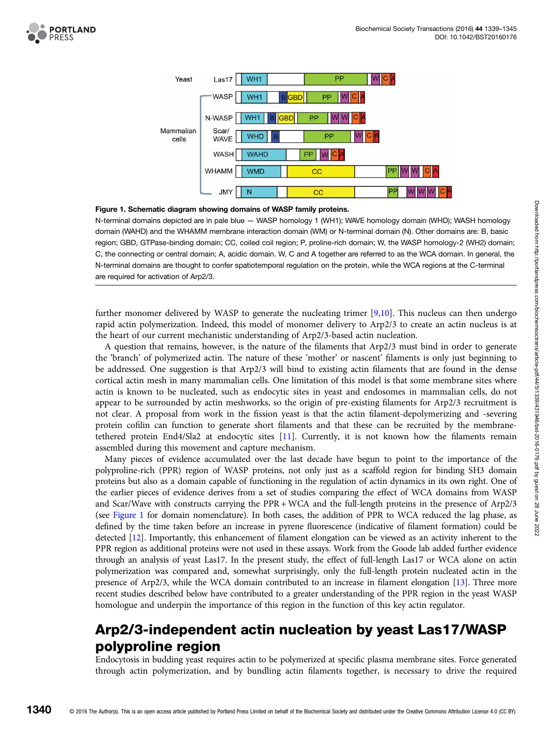**Figure 1. Schematic diagram showing domains of WASP family proteins.**

N-terminal domains depicted are in pale blue — WASP homology 1 (WH1); WAVE homology domain (WHD); WASH homology domain (WAHD) and the WHAMM membrane interaction domain (WM) or N-terminal domain (N). Other domains are: B, basic region; GBD, GTPase-binding domain; CC, coiled coil region; P, proline-rich domain; W, the WASP homology-2 (WH2) domain; C, the connecting or central domain; A, acidic domain. W, C and A together are referred to as the WCA domain. In general, the N-terminal domains are thought to confer spatiotemporal regulation on the protein, while the WCA regions at the C-terminal are required for activation of Arp2/3.

further monomer delivered by WASP to generate the nucleating trimer [9,10]. This nucleus can then undergo rapid actin polymerization. Indeed, this model of monomer delivery to Arp2/3 to create an actin nucleus is at the heart of our current mechanistic understanding of Arp2/3-based actin nucleation.

A question that remains, however, is the nature of the filaments that Arp2/3 must bind in order to generate the 'branch' of polymerized actin. The nature of these 'mother' or nascent' filaments is only just beginning to be addressed. One suggestion is that Arp2/3 will bind to existing actin filaments that are found in the dense cortical actin mesh in many mammalian cells. One limitation of this model is that some membrane sites where actin is known to be nucleated, such as endocytic sites in yeast and endosomes in mammalian cells, do not appear to be surrounded by actin meshworks, so the origin of pre-existing filaments for Arp2/3 recruitment is not clear. A proposal from work in the fission yeast is that the actin filament-depolymerizing and -severing protein cofilin can function to generate short filaments and that these can be recruited by the membrane-tethered protein End4/Sla2 at endocytic sites [11]. Currently, it is not known how the filaments remain assembled during this movement and capture mechanism.

Many pieces of evidence accumulated over the last decade have begun to point to the importance of the polyproline-rich (PPR) region of WASP proteins, not only just as a scaffold region for binding SH3 domain proteins but also as a domain capable of functioning in the regulation of actin dynamics in its own right. One of the earlier pieces of evidence derives from a set of studies comparing the effect of WCA domains from WASP and Scar/Wave with constructs carrying the PPR + WCA and the full-length proteins in the presence of Arp2/3 (see Figure 1 for domain nomenclature). In both cases, the addition of PPR to WCA reduced the lag phase, as defined by the time taken before an increase in pyrene fluorescence (indicative of filament formation) could be detected [12]. Importantly, this enhancement of filament elongation can be viewed as an activity inherent to the PPR region as additional proteins were not used in these assays. Work from the Goode lab added further evidence through an analysis of yeast Las17. In the present study, the effect of full-length Las17 or WCA alone on actin polymerization was compared and, somewhat surprisingly, only the full-length protein nucleated actin in the presence of Arp2/3, while the WCA domain contributed to an increase in filament elongation [13]. Three more recent studies described below have contributed to a greater understanding of the PPR region in the yeast WASP homologue and underpin the importance of this region in the function of this key actin regulator.

## Arp2/3-independent actin nucleation by yeast Las17/WASP polyproline region

Endocytosis in budding yeast requires actin to be polymerized at specific plasma membrane sites. Force generated through actin polymerization, and by bundling actin filaments together, is necessary to drive the required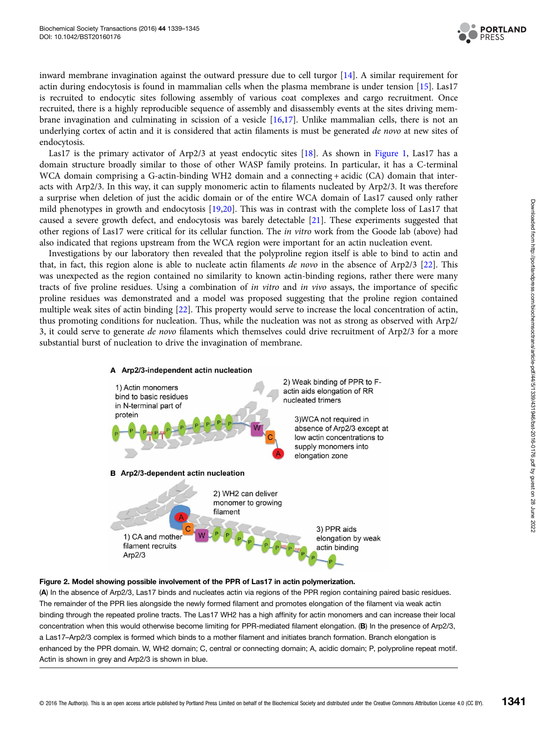inward membrane invagination against the outward pressure due to cell turgor [14]. A similar requirement for actin during endocytosis is found in mammalian cells when the plasma membrane is under tension [15]. Las17 is recruited to endocytic sites following assembly of various coat complexes and cargo recruitment. Once recruited, there is a highly reproducible sequence of assembly and disassembly events at the sites driving membrane invagination and culminating in scission of a vesicle [16,17]. Unlike mammalian cells, there is not an underlying cortex of actin and it is considered that actin filaments is must be generated *de novo* at new sites of endocytosis.

Las17 is the primary activator of Arp2/3 at yeast endocytic sites [18]. As shown in Figure 1, Las17 has a domain structure broadly similar to those of other WASP family proteins. In particular, it has a C-terminal WCA domain comprising a G-actin-binding WH2 domain and a connecting + acidic (CA) domain that interacts with Arp2/3. In this way, it can supply monomeric actin to filaments nucleated by Arp2/3. It was therefore a surprise when deletion of just the acidic domain or of the entire WCA domain of Las17 caused only rather mild phenotypes in growth and endocytosis [19,20]. This was in contrast with the complete loss of Las17 that caused a severe growth defect, and endocytosis was barely detectable [21]. These experiments suggested that other regions of Las17 were critical for its cellular function. The *in vitro* work from the Goode lab (above) had also indicated that regions upstream from the WCA region were important for an actin nucleation event.

Investigations by our laboratory then revealed that the polyproline region itself is able to bind to actin and that, in fact, this region alone is able to nucleate actin filaments *de novo* in the absence of Arp2/3 [22]. This was unexpected as the region contained no similarity to known actin-binding regions, rather there were many tracts of five proline residues. Using a combination of *in vitro* and *in vivo* assays, the importance of specific proline residues was demonstrated and a model was proposed suggesting that the proline region contained multiple weak sites of actin binding [22]. This property would serve to increase the local concentration of actin, thus promoting conditions for nucleation. Thus, while the nucleation was not as strong as observed with Arp2/3, it could serve to generate *de novo* filaments which themselves could drive recruitment of Arp2/3 for a more substantial burst of nucleation to drive the invagination of membrane.

**Figure 2. Model showing possible involvement of the PPR of Las17 in actin polymerization.**
(**A**) In the absence of Arp2/3, Las17 binds and nucleates actin via regions of the PPR region containing paired basic residues. The remainder of the PPR lies alongside the newly formed filament and promotes elongation of the filament via weak actin binding through the repeated proline tracts. The Las17 WH2 has a high affinity for actin monomers and can increase their local concentration when this would otherwise become limiting for PPR-mediated filament elongation. (**B**) In the presence of Arp2/3, a Las17–Arp2/3 complex is formed which binds to a mother filament and initiates branch formation. Branch elongation is enhanced by the PPR domain. W, WH2 domain; C, central or connecting domain; A, acidic domain; P, polyproline repeat motif. Actin is shown in grey and Arp2/3 is shown in blue.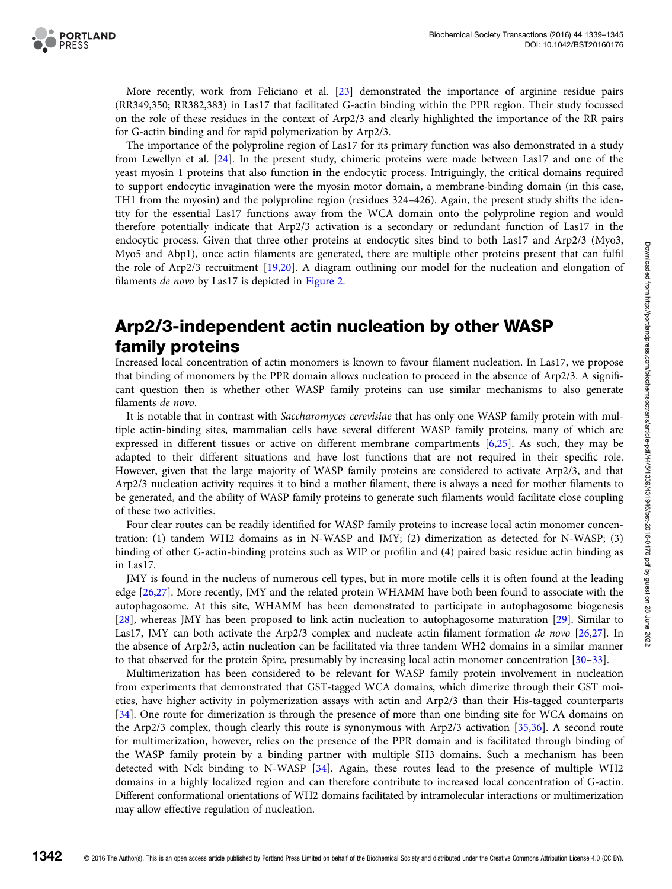More recently, work from Feliciano et al. [23] demonstrated the importance of arginine residue pairs (RR349,350; RR382,383) in Las17 that facilitated G-actin binding within the PPR region. Their study focussed on the role of these residues in the context of Arp2/3 and clearly highlighted the importance of the RR pairs for G-actin binding and for rapid polymerization by Arp2/3.

The importance of the polyproline region of Las17 for its primary function was also demonstrated in a study from Lewellyn et al. [24]. In the present study, chimeric proteins were made between Las17 and one of the yeast myosin 1 proteins that also function in the endocytic process. Intriguingly, the critical domains required to support endocytic invagination were the myosin motor domain, a membrane-binding domain (in this case, TH1 from the myosin) and the polyproline region (residues 324–426). Again, the present study shifts the identity for the essential Las17 functions away from the WCA domain onto the polyproline region and would therefore potentially indicate that Arp2/3 activation is a secondary or redundant function of Las17 in the endocytic process. Given that three other proteins at endocytic sites bind to both Las17 and Arp2/3 (Myo3, Myo5 and Abp1), once actin filaments are generated, there are multiple other proteins present that can fulfil the role of Arp2/3 recruitment [19,20]. A diagram outlining our model for the nucleation and elongation of filaments *de novo* by Las17 is depicted in Figure 2.

## Arp2/3-independent actin nucleation by other WASP family proteins

Increased local concentration of actin monomers is known to favour filament nucleation. In Las17, we propose that binding of monomers by the PPR domain allows nucleation to proceed in the absence of Arp2/3. A significant question then is whether other WASP family proteins can use similar mechanisms to also generate filaments *de novo*.

It is notable that in contrast with *Saccharomyces cerevisiae* that has only one WASP family protein with multiple actin-binding sites, mammalian cells have several different WASP family proteins, many of which are expressed in different tissues or active on different membrane compartments [6,25]. As such, they may be adapted to their different situations and have lost functions that are not required in their specific role. However, given that the large majority of WASP family proteins are considered to activate Arp2/3, and that Arp2/3 nucleation activity requires it to bind a mother filament, there is always a need for mother filaments to be generated, and the ability of WASP family proteins to generate such filaments would facilitate close coupling of these two activities.

Four clear routes can be readily identified for WASP family proteins to increase local actin monomer concentration: (1) tandem WH2 domains as in N-WASP and JMY; (2) dimerization as detected for N-WASP; (3) binding of other G-actin-binding proteins such as WIP or profilin and (4) paired basic residue actin binding as in Las17.

JMY is found in the nucleus of numerous cell types, but in more motile cells it is often found at the leading edge [26,27]. More recently, JMY and the related protein WHAMM have both been found to associate with the autophagosome. At this site, WHAMM has been demonstrated to participate in autophagosome biogenesis [28], whereas JMY has been proposed to link actin nucleation to autophagosome maturation [29]. Similar to Las17, JMY can both activate the Arp2/3 complex and nucleate actin filament formation *de novo* [26,27]. In the absence of Arp2/3, actin nucleation can be facilitated via three tandem WH2 domains in a similar manner to that observed for the protein Spire, presumably by increasing local actin monomer concentration [30–33].

Multimerization has been considered to be relevant for WASP family protein involvement in nucleation from experiments that demonstrated that GST-tagged WCA domains, which dimerize through their GST moieties, have higher activity in polymerization assays with actin and Arp2/3 than their His-tagged counterparts [34]. One route for dimerization is through the presence of more than one binding site for WCA domains on the Arp2/3 complex, though clearly this route is synonymous with Arp2/3 activation [35,36]. A second route for multimerization, however, relies on the presence of the PPR domain and is facilitated through binding of the WASP family protein by a binding partner with multiple SH3 domains. Such a mechanism has been detected with Nck binding to N-WASP [34]. Again, these routes lead to the presence of multiple WH2 domains in a highly localized region and can therefore contribute to increased local concentration of G-actin. Different conformational orientations of WH2 domains facilitated by intramolecular interactions or multimerization may allow effective regulation of nucleation.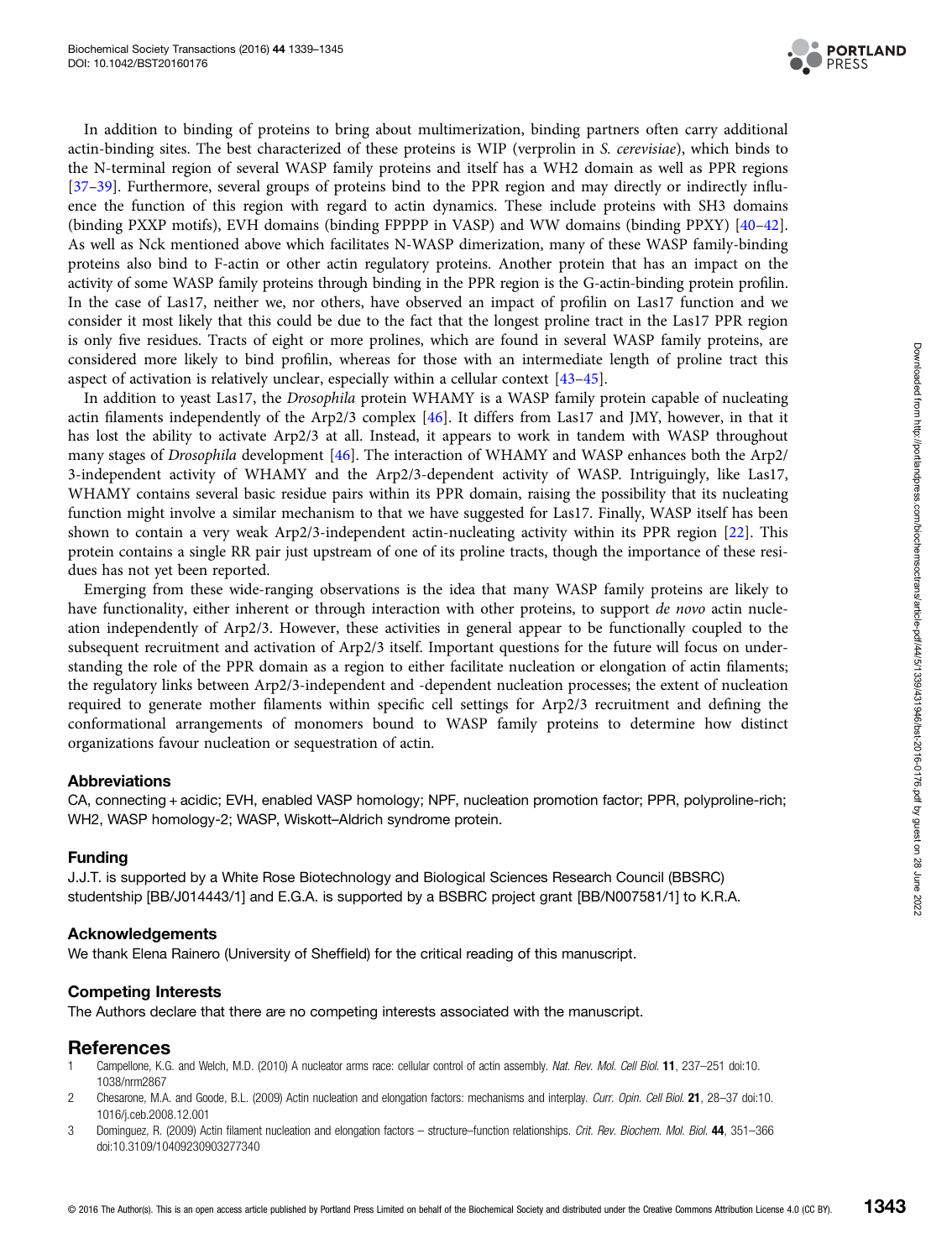In addition to binding of proteins to bring about multimerization, binding partners often carry additional actin-binding sites. The best characterized of these proteins is WIP (verprolin in *S. cerevisiae*), which binds to the N-terminal region of several WASP family proteins and itself has a WH2 domain as well as PPR regions [37–39]. Furthermore, several groups of proteins bind to the PPR region and may directly or indirectly influence the function of this region with regard to actin dynamics. These include proteins with SH3 domains (binding PXXP motifs), EVH domains (binding FPPPP in VASP) and WW domains (binding PPXY) [40–42]. As well as Nck mentioned above which facilitates N-WASP dimerization, many of these WASP family-binding proteins also bind to F-actin or other actin regulatory proteins. Another protein that has an impact on the activity of some WASP family proteins through binding in the PPR region is the G-actin-binding protein profilin. In the case of Las17, neither we, nor others, have observed an impact of profilin on Las17 function and we consider it most likely that this could be due to the fact that the longest proline tract in the Las17 PPR region is only five residues. Tracts of eight or more prolines, which are found in several WASP family proteins, are considered more likely to bind profilin, whereas for those with an intermediate length of proline tract this aspect of activation is relatively unclear, especially within a cellular context [43–45].

In addition to yeast Las17, the *Drosophila* protein WHAMY is a WASP family protein capable of nucleating actin filaments independently of the Arp2/3 complex [46]. It differs from Las17 and JMY, however, in that it has lost the ability to activate Arp2/3 at all. Instead, it appears to work in tandem with WASP throughout many stages of *Drosophila* development [46]. The interaction of WHAMY and WASP enhances both the Arp2/3-independent activity of WHAMY and the Arp2/3-dependent activity of WASP. Intriguingly, like Las17, WHAMY contains several basic residue pairs within its PPR domain, raising the possibility that its nucleating function might involve a similar mechanism to that we have suggested for Las17. Finally, WASP itself has been shown to contain a very weak Arp2/3-independent actin-nucleating activity within its PPR region [22]. This protein contains a single RR pair just upstream of one of its proline tracts, though the importance of these residues has not yet been reported.

Emerging from these wide-ranging observations is the idea that many WASP family proteins are likely to have functionality, either inherent or through interaction with other proteins, to support *de novo* actin nucleation independently of Arp2/3. However, these activities in general appear to be functionally coupled to the subsequent recruitment and activation of Arp2/3 itself. Important questions for the future will focus on understanding the role of the PPR domain as a region to either facilitate nucleation or elongation of actin filaments; the regulatory links between Arp2/3-independent and -dependent nucleation processes; the extent of nucleation required to generate mother filaments within specific cell settings for Arp2/3 recruitment and defining the conformational arrangements of monomers bound to WASP family proteins to determine how distinct organizations favour nucleation or sequestration of actin.

### Abbreviations

CA, connecting + acidic; EVH, enabled VASP homology; NPF, nucleation promotion factor; PPR, polyproline-rich; WH2, WASP homology-2; WASP, Wiskott–Aldrich syndrome protein.

### Funding

J.J.T. is supported by a White Rose Biotechnology and Biological Sciences Research Council (BBSRC) studentship [BB/J014443/1] and E.G.A. is supported by a BSBRC project grant [BB/N007581/1] to K.R.A.

### Acknowledgements

We thank Elena Rainero (University of Sheffield) for the critical reading of this manuscript.

### Competing Interests

The Authors declare that there are no competing interests associated with the manuscript.

## References

1. Campellone, K.G. and Welch, M.D. (2010) A nucleator arms race: cellular control of actin assembly. *Nat. Rev. Mol. Cell Biol.* **11**, 237–251 doi:10.1038/nrm2867
2. Chesarone, M.A. and Goode, B.L. (2009) Actin nucleation and elongation factors: mechanisms and interplay. *Curr. Opin. Cell Biol.* **21**, 28–37 doi:10.1016/j.ceb.2008.12.001
3. Dominguez, R. (2009) Actin filament nucleation and elongation factors – structure–function relationships. *Crit. Rev. Biochem. Mol. Biol.* **44**, 351–366 doi:10.3109/10409230903277340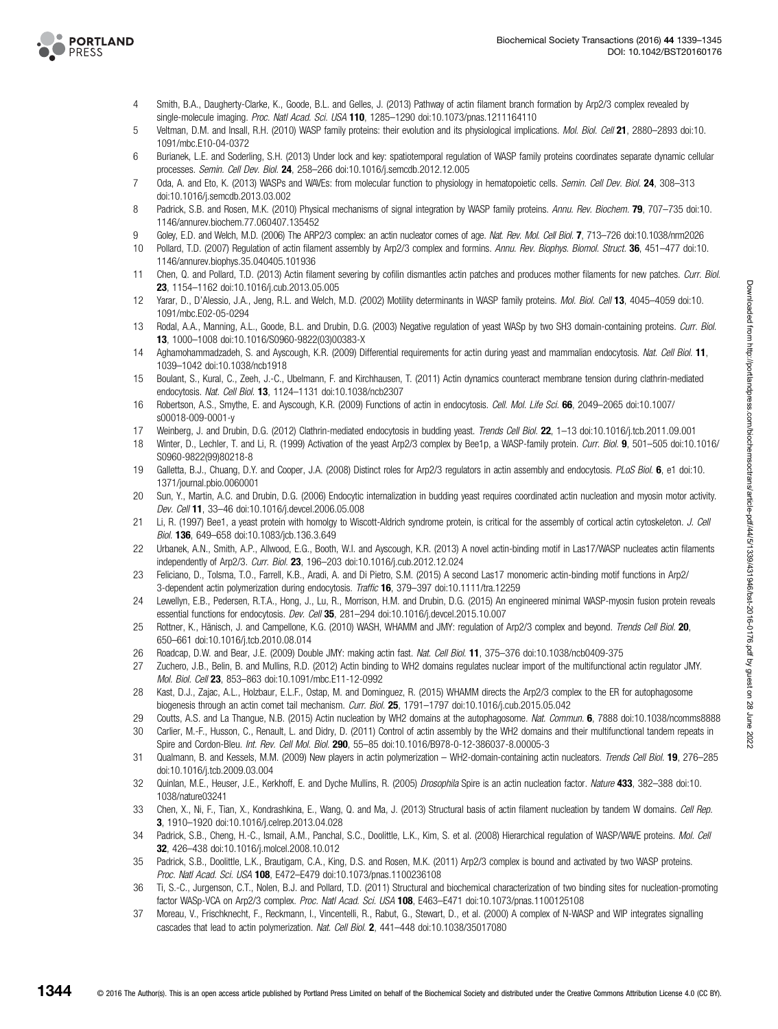4 Smith, B.A., Daugherty-Clarke, K., Goode, B.L. and Gelles, J. (2013) Pathway of actin filament branch formation by Arp2/3 complex revealed by single-molecule imaging. *Proc. Natl Acad. Sci. USA* **110**, 1285–1290 doi:10.1073/pnas.1211164110

5 Veltman, D.M. and Insall, R.H. (2010) WASP family proteins: their evolution and its physiological implications. *Mol. Biol. Cell* **21**, 2880–2893 doi:10.1091/mbc.E10-04-0372

6 Burianek, L.E. and Soderling, S.H. (2013) Under lock and key: spatiotemporal regulation of WASP family proteins coordinates separate dynamic cellular processes. *Semin. Cell Dev. Biol.* **24**, 258–266 doi:10.1016/j.semcdb.2012.12.005

7 Oda, A. and Eto, K. (2013) WASPs and WAVEs: from molecular function to physiology in hematopoietic cells. *Semin. Cell Dev. Biol.* **24**, 308–313 doi:10.1016/j.semcdb.2013.03.002

8 Padrick, S.B. and Rosen, M.K. (2010) Physical mechanisms of signal integration by WASP family proteins. *Annu. Rev. Biochem.* **79**, 707–735 doi:10.1146/annurev.biochem.77.060407.135452

9 Goley, E.D. and Welch, M.D. (2006) The ARP2/3 complex: an actin nucleator comes of age. *Nat. Rev. Mol. Cell Biol.* **7**, 713–726 doi:10.1038/nrm2026

10 Pollard, T.D. (2007) Regulation of actin filament assembly by Arp2/3 complex and formins. *Annu. Rev. Biophys. Biomol. Struct.* **36**, 451–477 doi:10.1146/annurev.biophys.35.040405.101936

11 Chen, Q. and Pollard, T.D. (2013) Actin filament severing by cofilin dismantles actin patches and produces mother filaments for new patches. *Curr. Biol.* **23**, 1154–1162 doi:10.1016/j.cub.2013.05.005

12 Yarar, D., D'Alessio, J.A., Jeng, R.L. and Welch, M.D. (2002) Motility determinants in WASP family proteins. *Mol. Biol. Cell* **13**, 4045–4059 doi:10.1091/mbc.E02-05-0294

13 Rodal, A.A., Manning, A.L., Goode, B.L. and Drubin, D.G. (2003) Negative regulation of yeast WASp by two SH3 domain-containing proteins. *Curr. Biol.* **13**, 1000–1008 doi:10.1016/S0960-9822(03)00383-X

14 Aghamohammadzadeh, S. and Ayscough, K.R. (2009) Differential requirements for actin during yeast and mammalian endocytosis. *Nat. Cell Biol.* **11**, 1039–1042 doi:10.1038/ncb1918

15 Boulant, S., Kural, C., Zeeh, J.-C., Ubelmann, F. and Kirchhausen, T. (2011) Actin dynamics counteract membrane tension during clathrin-mediated endocytosis. *Nat. Cell Biol.* **13**, 1124–1131 doi:10.1038/ncb2307

16 Robertson, A.S., Smythe, E. and Ayscough, K.R. (2009) Functions of actin in endocytosis. *Cell. Mol. Life Sci.* **66**, 2049–2065 doi:10.1007/s00018-009-0001-y

17 Weinberg, J. and Drubin, D.G. (2012) Clathrin-mediated endocytosis in budding yeast. *Trends Cell Biol.* **22**, 1–13 doi:10.1016/j.tcb.2011.09.001

18 Winter, D., Lechler, T. and Li, R. (1999) Activation of the yeast Arp2/3 complex by Bee1p, a WASP-family protein. *Curr. Biol.* **9**, 501–505 doi:10.1016/S0960-9822(99)80218-8

19 Galletta, B.J., Chuang, D.Y. and Cooper, J.A. (2008) Distinct roles for Arp2/3 regulators in actin assembly and endocytosis. *PLoS Biol.* **6**, e1 doi:10.1371/journal.pbio.0060001

20 Sun, Y., Martin, A.C. and Drubin, D.G. (2006) Endocytic internalization in budding yeast requires coordinated actin nucleation and myosin motor activity. *Dev. Cell* **11**, 33–46 doi:10.1016/j.devcel.2006.05.008

21 Li, R. (1997) Bee1, a yeast protein with homolgy to Wiscott-Aldrich syndrome protein, is critical for the assembly of cortical actin cytoskeleton. *J. Cell Biol.* **136**, 649–658 doi:10.1083/jcb.136.3.649

22 Urbanek, A.N., Smith, A.P., Allwood, E.G., Booth, W.I. and Ayscough, K.R. (2013) A novel actin-binding motif in Las17/WASP nucleates actin filaments independently of Arp2/3. *Curr. Biol.* **23**, 196–203 doi:10.1016/j.cub.2012.12.024

23 Feliciano, D., Tolsma, T.O., Farrell, K.B., Aradi, A. and Di Pietro, S.M. (2015) A second Las17 monomeric actin-binding motif functions in Arp2/3-dependent actin polymerization during endocytosis. *Traffic* **16**, 379–397 doi:10.1111/tra.12259

24 Lewellyn, E.B., Pedersen, R.T.A., Hong, J., Lu, R., Morrison, H.M. and Drubin, D.G. (2015) An engineered minimal WASP-myosin fusion protein reveals essential functions for endocytosis. *Dev. Cell* **35**, 281–294 doi:10.1016/j.devcel.2015.10.007

25 Rottner, K., Hänisch, J. and Campellone, K.G. (2010) WASH, WHAMM and JMY: regulation of Arp2/3 complex and beyond. *Trends Cell Biol.* **20**, 650–661 doi:10.1016/j.tcb.2010.08.014

26 Roadcap, D.W. and Bear, J.E. (2009) Double JMY: making actin fast. *Nat. Cell Biol.* **11**, 375–376 doi:10.1038/ncb0409-375

27 Zuchero, J.B., Belin, B. and Mullins, R.D. (2012) Actin binding to WH2 domains regulates nuclear import of the multifunctional actin regulator JMY. *Mol. Biol. Cell* **23**, 853–863 doi:10.1091/mbc.E11-12-0992

28 Kast, D.J., Zajac, A.L., Holzbaur, E.L.F., Ostap, M. and Dominguez, R. (2015) WHAMM directs the Arp2/3 complex to the ER for autophagosome biogenesis through an actin comet tail mechanism. *Curr. Biol.* **25**, 1791–1797 doi:10.1016/j.cub.2015.05.042

29 Coutts, A.S. and La Thangue, N.B. (2015) Actin nucleation by WH2 domains at the autophagosome. *Nat. Commun.* **6**, 7888 doi:10.1038/ncomms8888

30 Carlier, M.-F., Husson, C., Renault, L. and Didry, D. (2011) Control of actin assembly by the WH2 domains and their multifunctional tandem repeats in Spire and Cordon-Bleu. *Int. Rev. Cell Mol. Biol.* **290**, 55–85 doi:10.1016/B978-0-12-386037-8.00005-3

31 Qualmann, B. and Kessels, M.M. (2009) New players in actin polymerization – WH2-domain-containing actin nucleators. *Trends Cell Biol.* **19**, 276–285 doi:10.1016/j.tcb.2009.03.004

32 Quinlan, M.E., Heuser, J.E., Kerkhoff, E. and Dyche Mullins, R. (2005) *Drosophila* Spire is an actin nucleation factor. *Nature* **433**, 382–388 doi:10.1038/nature03241

33 Chen, X., Ni, F., Tian, X., Kondrashkina, E., Wang, Q. and Ma, J. (2013) Structural basis of actin filament nucleation by tandem W domains. *Cell Rep.* **3**, 1910–1920 doi:10.1016/j.celrep.2013.04.028

34 Padrick, S.B., Cheng, H.-C., Ismail, A.M., Panchal, S.C., Doolittle, L.K., Kim, S. et al. (2008) Hierarchical regulation of WASP/WAVE proteins. *Mol. Cell* **32**, 426–438 doi:10.1016/j.molcel.2008.10.012

35 Padrick, S.B., Doolittle, L.K., Brautigam, C.A., King, D.S. and Rosen, M.K. (2011) Arp2/3 complex is bound and activated by two WASP proteins. *Proc. Natl Acad. Sci. USA* **108**, E472–E479 doi:10.1073/pnas.1100236108

36 Ti, S.-C., Jurgenson, C.T., Nolen, B.J. and Pollard, T.D. (2011) Structural and biochemical characterization of two binding sites for nucleation-promoting factor WASp-VCA on Arp2/3 complex. *Proc. Natl Acad. Sci. USA* **108**, E463–E471 doi:10.1073/pnas.1100125108

37 Moreau, V., Frischknecht, F., Reckmann, I., Vincentelli, R., Rabut, G., Stewart, D., et al. (2000) A complex of N-WASP and WIP integrates signalling cascades that lead to actin polymerization. *Nat. Cell Biol.* **2**, 441–448 doi:10.1038/35017080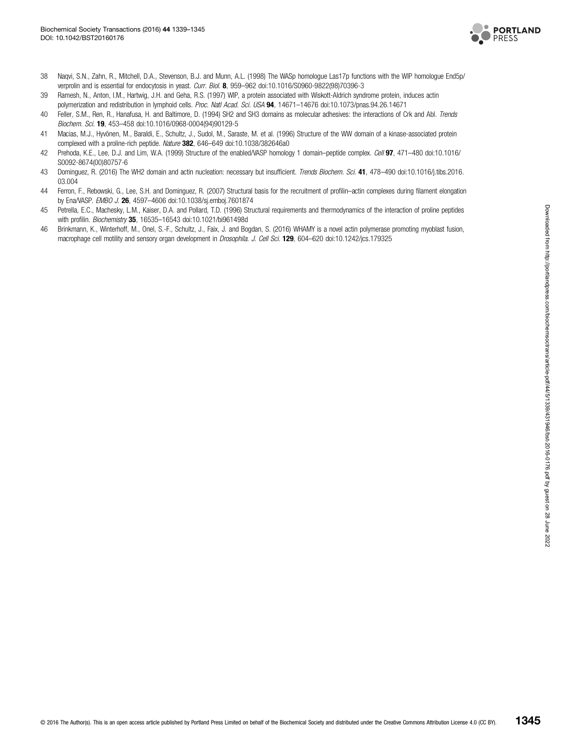38 Naqvi, S.N., Zahn, R., Mitchell, D.A., Stevenson, B.J. and Munn, A.L. (1998) The WASp homologue Las17p functions with the WIP homologue End5p/verprolin and is essential for endocytosis in yeast. *Curr. Biol.* **8**, 959–962 doi:10.1016/S0960-9822(98)70396-3

39 Ramesh, N., Anton, I.M., Hartwig, J.H. and Geha, R.S. (1997) WIP, a protein associated with Wiskott-Aldrich syndrome protein, induces actin polymerization and redistribution in lymphoid cells. *Proc. Natl Acad. Sci. USA* **94**, 14671–14676 doi:10.1073/pnas.94.26.14671

40 Feller, S.M., Ren, R., Hanafusa, H. and Baltimore, D. (1994) SH2 and SH3 domains as molecular adhesives: the interactions of Crk and Abl. *Trends Biochem. Sci.* **19**, 453–458 doi:10.1016/0968-0004(94)90129-5

41 Macias, M.J., Hyvönen, M., Baraldi, E., Schultz, J., Sudol, M., Saraste, M. et al. (1996) Structure of the WW domain of a kinase-associated protein complexed with a proline-rich peptide. *Nature* **382**, 646–649 doi:10.1038/382646a0

42 Prehoda, K.E., Lee, D.J. and Lim, W.A. (1999) Structure of the enabled/VASP homology 1 domain–peptide complex. *Cell* **97**, 471–480 doi:10.1016/S0092-8674(00)80757-6

43 Dominguez, R. (2016) The WH2 domain and actin nucleation: necessary but insufficient. *Trends Biochem. Sci.* **41**, 478–490 doi:10.1016/j.tibs.2016.03.004

44 Ferron, F., Rebowski, G., Lee, S.H. and Dominguez, R. (2007) Structural basis for the recruitment of profilin–actin complexes during filament elongation by Ena/VASP. *EMBO J.* **26**, 4597–4606 doi:10.1038/sj.emboj.7601874

45 Petrella, E.C., Machesky, L.M., Kaiser, D.A. and Pollard, T.D. (1996) Structural requirements and thermodynamics of the interaction of proline peptides with profilin. *Biochemistry* **35**, 16535–16543 doi:10.1021/bi961498d

46 Brinkmann, K., Winterhoff, M., Onel, S.-F., Schultz, J., Faix, J. and Bogdan, S. (2016) WHAMY is a novel actin polymerase promoting myoblast fusion, macrophage cell motility and sensory organ development in *Drosophila*. *J. Cell Sci.* **129**, 604–620 doi:10.1242/jcs.179325

© 2016 The Author(s). This is an open access article published by Portland Press Limited on behalf of the Biochemical Society and distributed under the Creative Commons Attribution License 4.0 (CC BY).